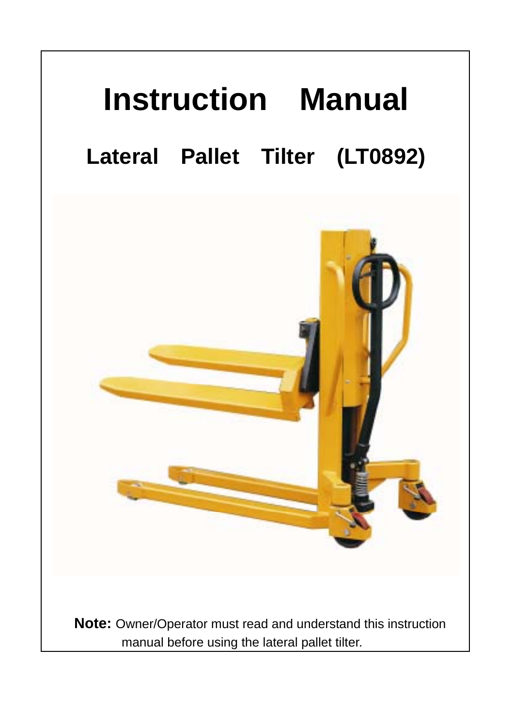# Instruction Manual

## Lateral Pallet Tilter (LT0892)

**Note:** Owner/Operator must read and understand this instruction manual before using the lateral pallet tilter.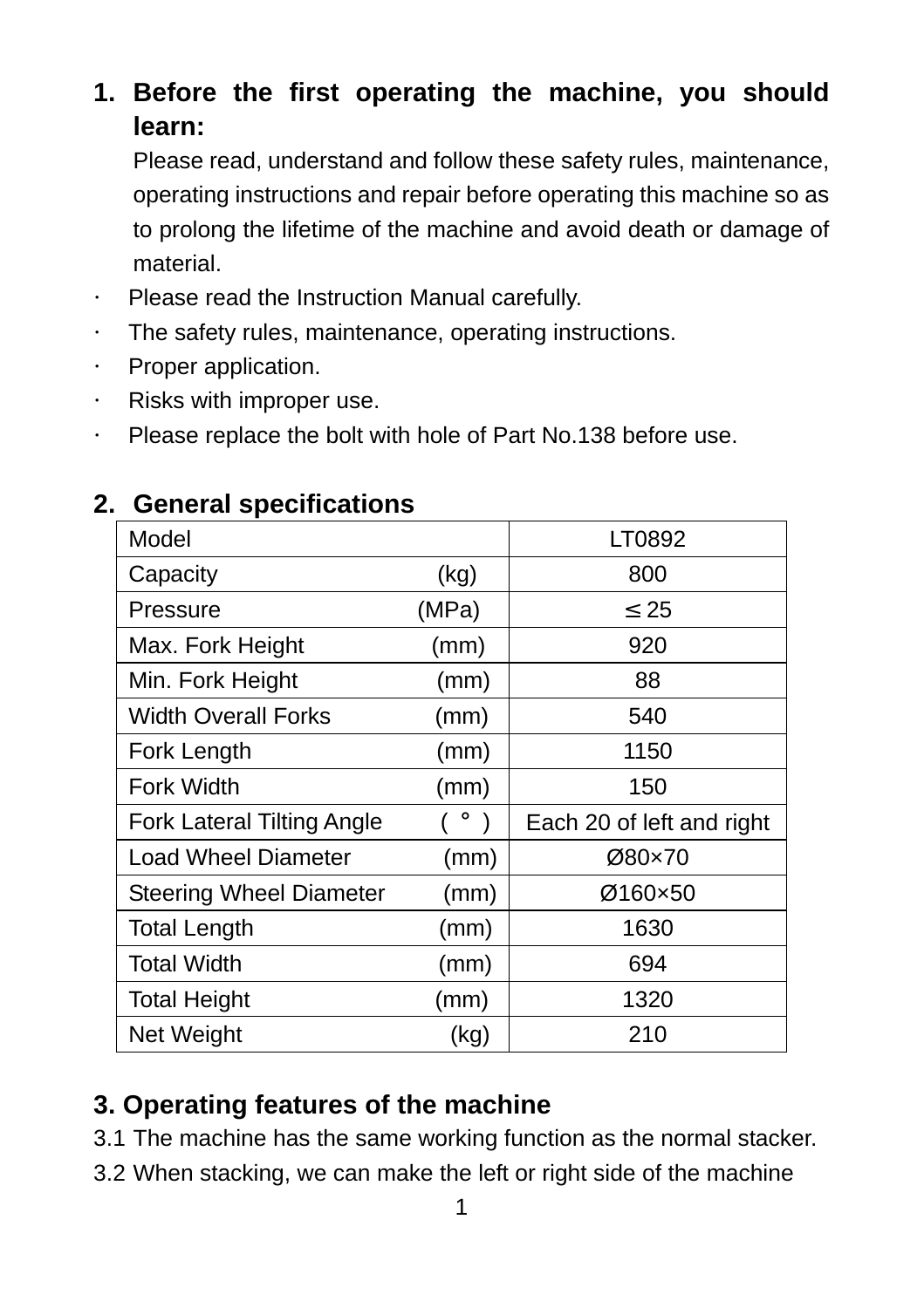## 1. Before the first operating the machine, you should learn:

Please read, understand and follow these safety rules, maintenance, operating instructions and repair before operating this machine so as to prolong the lifetime of the machine and avoid death or damage of material.

- Please read the Instruction Manual carefully.
- The safety rules, maintenance, operating instructions.
- Proper application.
- Risks with improper use.
- Please replace the bolt with hole of Part No.138 before use.

## 2. General specifications

| Model | LT0892 |
|---|---|
| Capacity (kg) | 800 |
| Pressure (MPa) | ≤ 25 |
| Max. Fork Height (mm) | 920 |
| Min. Fork Height (mm) | 88 |
| Width Overall Forks (mm) | 540 |
| Fork Length (mm) | 1150 |
| Fork Width (mm) | 150 |
| Fork Lateral Tilting Angle ( ° ) | Each 20 of left and right |
| Load Wheel Diameter (mm) | Ø80×70 |
| Steering Wheel Diameter (mm) | Ø160×50 |
| Total Length (mm) | 1630 |
| Total Width (mm) | 694 |
| Total Height (mm) | 1320 |
| Net Weight (kg) | 210 |

## 3. Operating features of the machine

3.1 The machine has the same working function as the normal stacker.

3.2 When stacking, we can make the left or right side of the machine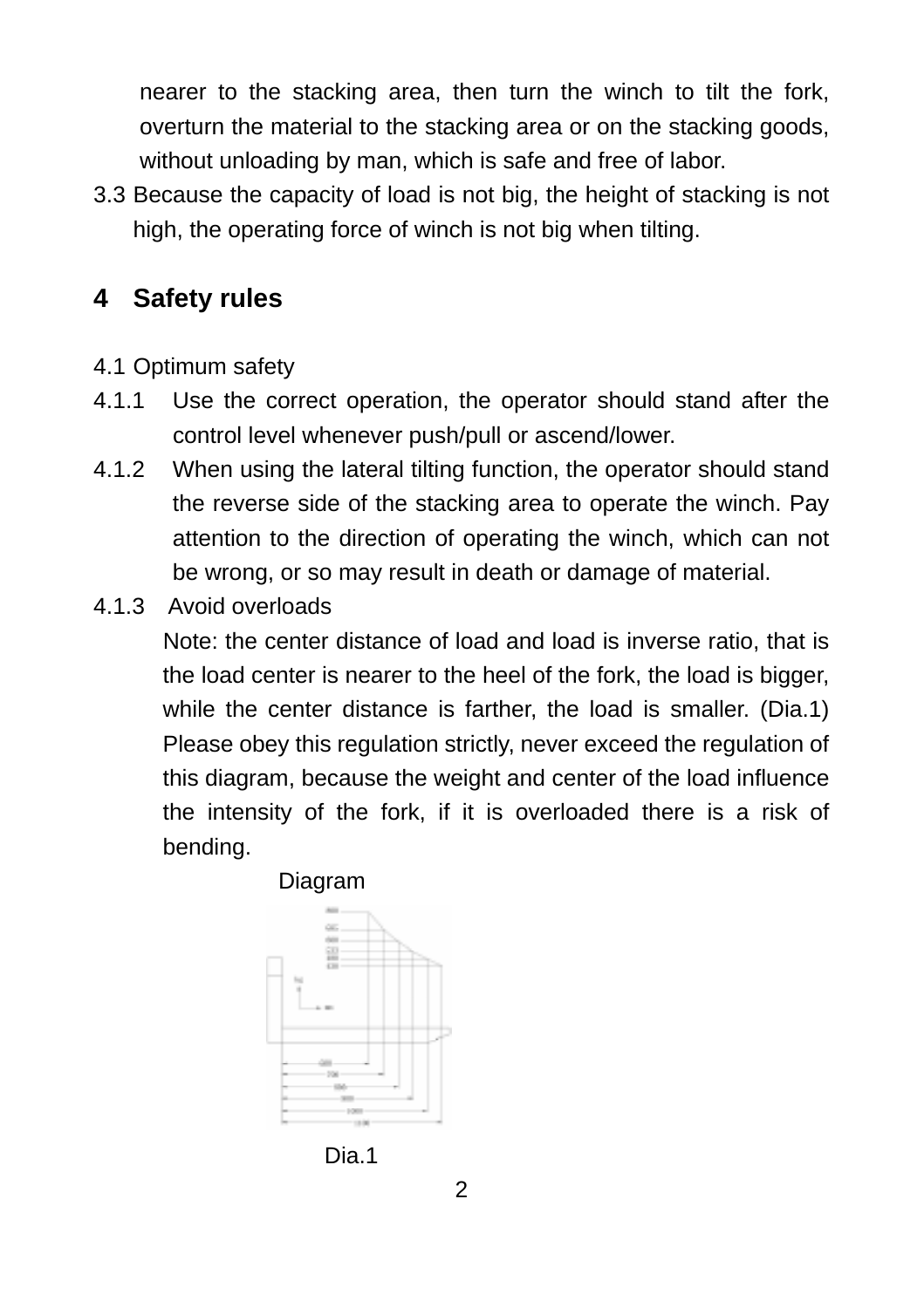nearer to the stacking area, then turn the winch to tilt the fork, overturn the material to the stacking area or on the stacking goods, without unloading by man, which is safe and free of labor.

3.3 Because the capacity of load is not big, the height of stacking is not high, the operating force of winch is not big when tilting.

## 4 Safety rules

4.1 Optimum safety

4.1.1 Use the correct operation, the operator should stand after the control level whenever push/pull or ascend/lower.

4.1.2 When using the lateral tilting function, the operator should stand the reverse side of the stacking area to operate the winch. Pay attention to the direction of operating the winch, which can not be wrong, or so may result in death or damage of material.

4.1.3 Avoid overloads

Note: the center distance of load and load is inverse ratio, that is the load center is nearer to the heel of the fork, the load is bigger, while the center distance is farther, the load is smaller. (Dia.1) Please obey this regulation strictly, never exceed the regulation of this diagram, because the weight and center of the load influence the intensity of the fork, if it is overloaded there is a risk of bending.

Diagram

Dia.1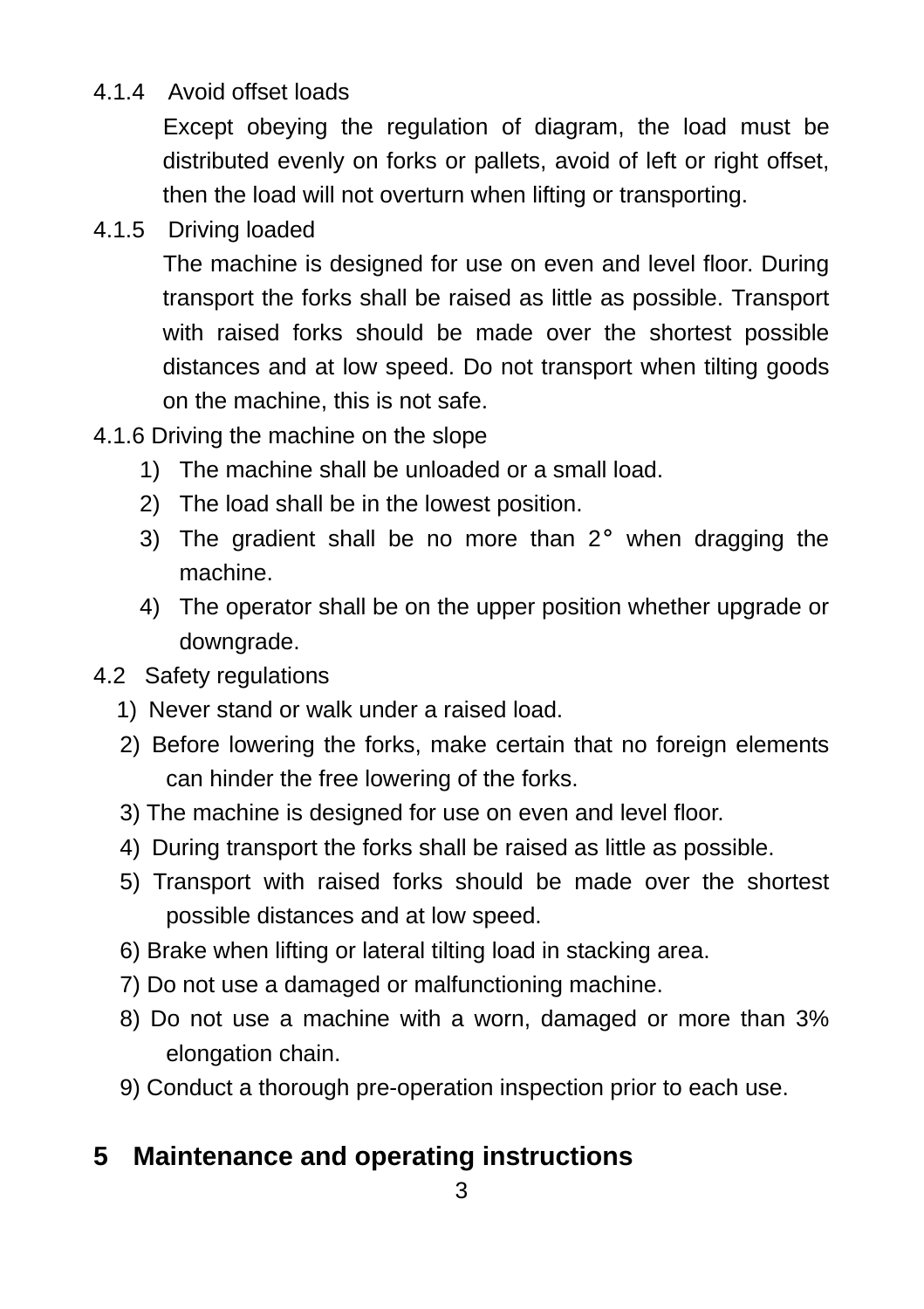#### 4.1.4 Avoid offset loads

Except obeying the regulation of diagram, the load must be distributed evenly on forks or pallets, avoid of left or right offset, then the load will not overturn when lifting or transporting.

#### 4.1.5 Driving loaded

The machine is designed for use on even and level floor. During transport the forks shall be raised as little as possible. Transport with raised forks should be made over the shortest possible distances and at low speed. Do not transport when tilting goods on the machine, this is not safe.

#### 4.1.6 Driving the machine on the slope

1) The machine shall be unloaded or a small load.
2) The load shall be in the lowest position.
3) The gradient shall be no more than 2° when dragging the machine.
4) The operator shall be on the upper position whether upgrade or downgrade.

### 4.2 Safety regulations

1) Never stand or walk under a raised load.
2) Before lowering the forks, make certain that no foreign elements can hinder the free lowering of the forks.
3) The machine is designed for use on even and level floor.
4) During transport the forks shall be raised as little as possible.
5) Transport with raised forks should be made over the shortest possible distances and at low speed.
6) Brake when lifting or lateral tilting load in stacking area.
7) Do not use a damaged or malfunctioning machine.
8) Do not use a machine with a worn, damaged or more than 3% elongation chain.
9) Conduct a thorough pre-operation inspection prior to each use.

## 5 Maintenance and operating instructions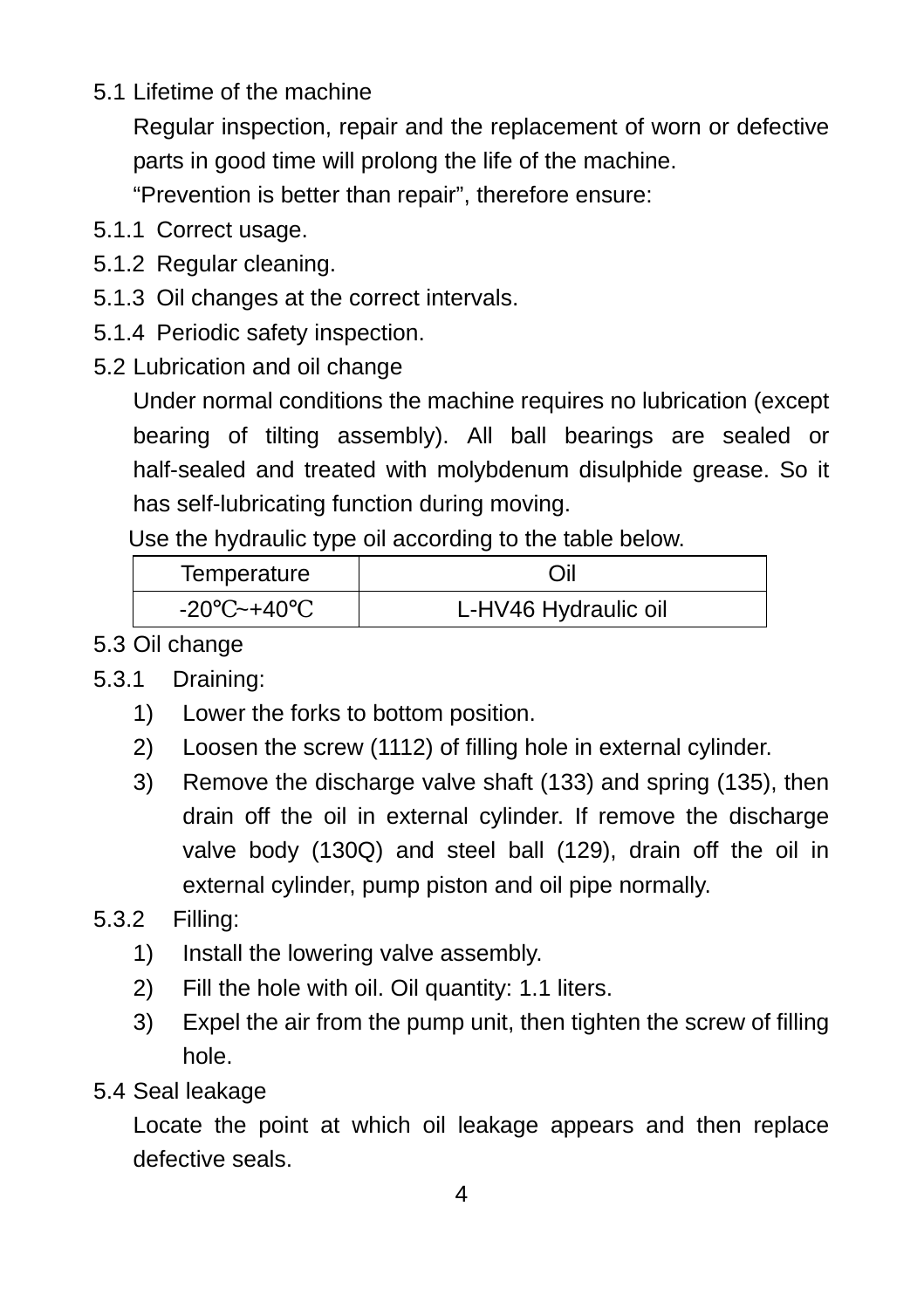## 5.1 Lifetime of the machine

Regular inspection, repair and the replacement of worn or defective parts in good time will prolong the life of the machine.

"Prevention is better than repair", therefore ensure:

5.1.1 Correct usage.

5.1.2 Regular cleaning.

5.1.3 Oil changes at the correct intervals.

5.1.4 Periodic safety inspection.

## 5.2 Lubrication and oil change

Under normal conditions the machine requires no lubrication (except bearing of tilting assembly). All ball bearings are sealed or half-sealed and treated with molybdenum disulphide grease. So it has self-lubricating function during moving.

Use the hydraulic type oil according to the table below.

| Temperature | Oil |
| --- | --- |
| -20℃~+40℃ | L-HV46 Hydraulic oil |

## 5.3 Oil change

5.3.1 Draining:

1) Lower the forks to bottom position.
2) Loosen the screw (1112) of filling hole in external cylinder.
3) Remove the discharge valve shaft (133) and spring (135), then drain off the oil in external cylinder. If remove the discharge valve body (130Q) and steel ball (129), drain off the oil in external cylinder, pump piston and oil pipe normally.

5.3.2 Filling:

1) Install the lowering valve assembly.
2) Fill the hole with oil. Oil quantity: 1.1 liters.
3) Expel the air from the pump unit, then tighten the screw of filling hole.

## 5.4 Seal leakage

Locate the point at which oil leakage appears and then replace defective seals.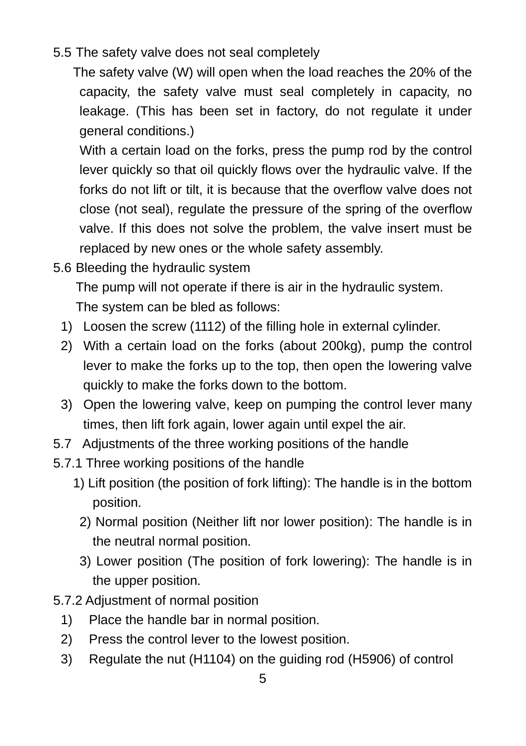### 5.5 The safety valve does not seal completely

The safety valve (W) will open when the load reaches the 20% of the capacity, the safety valve must seal completely in capacity, no leakage. (This has been set in factory, do not regulate it under general conditions.)

With a certain load on the forks, press the pump rod by the control lever quickly so that oil quickly flows over the hydraulic valve. If the forks do not lift or tilt, it is because that the overflow valve does not close (not seal), regulate the pressure of the spring of the overflow valve. If this does not solve the problem, the valve insert must be replaced by new ones or the whole safety assembly.

### 5.6 Bleeding the hydraulic system

The pump will not operate if there is air in the hydraulic system.

The system can be bled as follows:

1) Loosen the screw (1112) of the filling hole in external cylinder.
2) With a certain load on the forks (about 200kg), pump the control lever to make the forks up to the top, then open the lowering valve quickly to make the forks down to the bottom.
3) Open the lowering valve, keep on pumping the control lever many times, then lift fork again, lower again until expel the air.

### 5.7 Adjustments of the three working positions of the handle

#### 5.7.1 Three working positions of the handle

1) Lift position (the position of fork lifting): The handle is in the bottom position.
2) Normal position (Neither lift nor lower position): The handle is in the neutral normal position.
3) Lower position (The position of fork lowering): The handle is in the upper position.

#### 5.7.2 Adjustment of normal position

1) Place the handle bar in normal position.
2) Press the control lever to the lowest position.
3) Regulate the nut (H1104) on the guiding rod (H5906) of control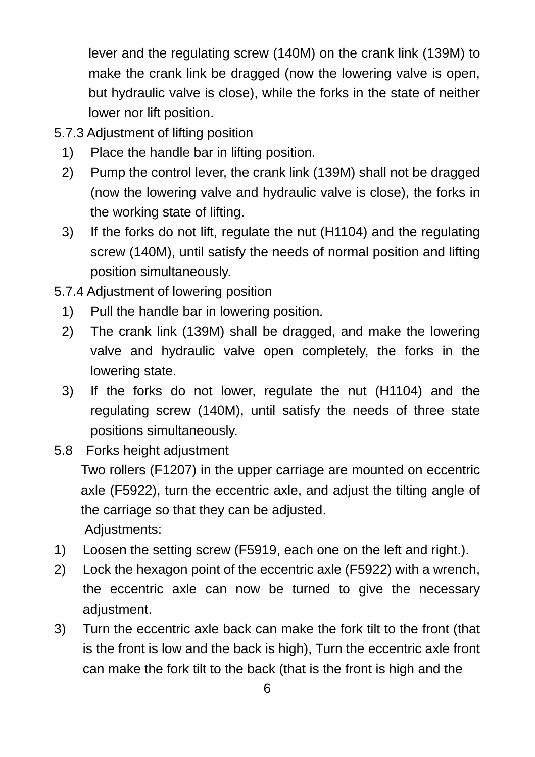lever and the regulating screw (140M) on the crank link (139M) to make the crank link be dragged (now the lowering valve is open, but hydraulic valve is close), while the forks in the state of neither lower nor lift position.

### 5.7.3 Adjustment of lifting position

1) Place the handle bar in lifting position.
2) Pump the control lever, the crank link (139M) shall not be dragged (now the lowering valve and hydraulic valve is close), the forks in the working state of lifting.
3) If the forks do not lift, regulate the nut (H1104) and the regulating screw (140M), until satisfy the needs of normal position and lifting position simultaneously.

### 5.7.4 Adjustment of lowering position

1) Pull the handle bar in lowering position.
2) The crank link (139M) shall be dragged, and make the lowering valve and hydraulic valve open completely, the forks in the lowering state.
3) If the forks do not lower, regulate the nut (H1104) and the regulating screw (140M), until satisfy the needs of three state positions simultaneously.

## 5.8 Forks height adjustment

Two rollers (F1207) in the upper carriage are mounted on eccentric axle (F5922), turn the eccentric axle, and adjust the tilting angle of the carriage so that they can be adjusted.

Adjustments:

1) Loosen the setting screw (F5919, each one on the left and right.).
2) Lock the hexagon point of the eccentric axle (F5922) with a wrench, the eccentric axle can now be turned to give the necessary adjustment.
3) Turn the eccentric axle back can make the fork tilt to the front (that is the front is low and the back is high), Turn the eccentric axle front can make the fork tilt to the back (that is the front is high and the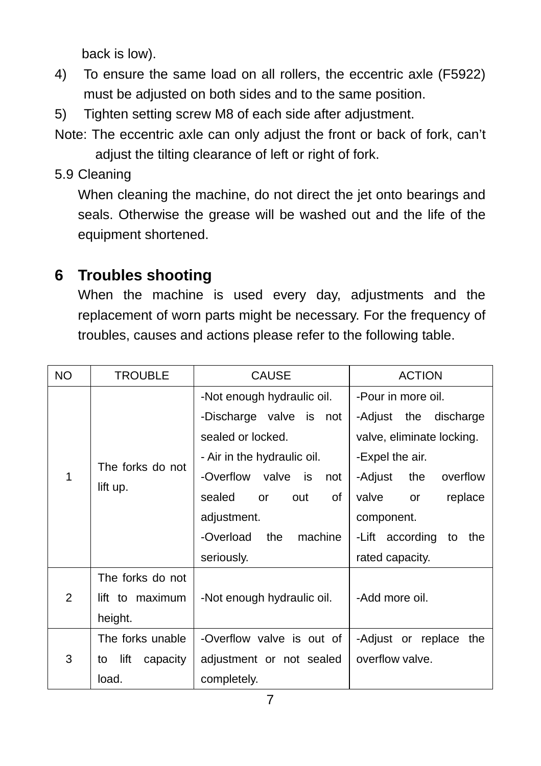back is low).

4) To ensure the same load on all rollers, the eccentric axle (F5922) must be adjusted on both sides and to the same position.
5) Tighten setting screw M8 of each side after adjustment.

Note: The eccentric axle can only adjust the front or back of fork, can't adjust the tilting clearance of left or right of fork.

5.9 Cleaning

When cleaning the machine, do not direct the jet onto bearings and seals. Otherwise the grease will be washed out and the life of the equipment shortened.

# 6 Troubles shooting

When the machine is used every day, adjustments and the replacement of worn parts might be necessary. For the frequency of troubles, causes and actions please refer to the following table.

| NO | TROUBLE | CAUSE | ACTION |
|---|---|---|---|
| 1 | The forks do not lift up. | -Not enough hydraulic oil.<br>-Discharge valve is not sealed or locked.<br>- Air in the hydraulic oil.<br>-Overflow valve is not sealed or out of adjustment.<br>-Overload the machine seriously. | -Pour in more oil.<br>-Adjust the discharge valve, eliminate locking.<br>-Expel the air.<br>-Adjust the overflow valve or replace component.<br>-Lift according to the rated capacity. |
| 2 | The forks do not lift to maximum height. | -Not enough hydraulic oil. | -Add more oil. |
| 3 | The forks unable to lift capacity load. | -Overflow valve is out of adjustment or not sealed completely. | -Adjust or replace the overflow valve. |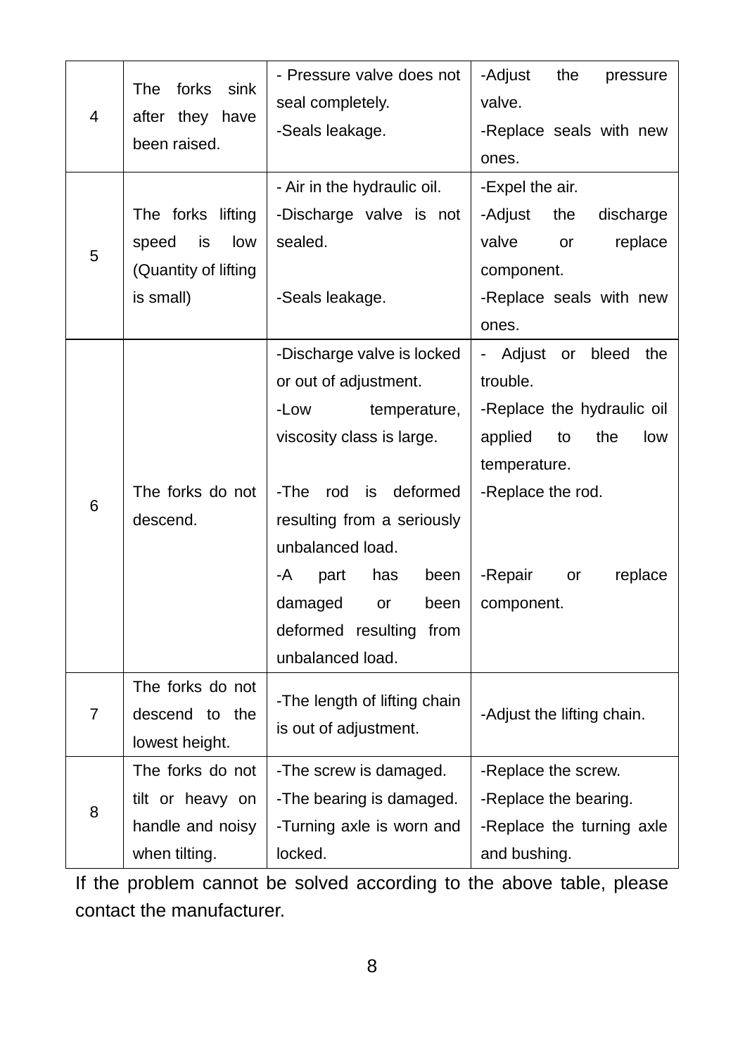| | | | |
|---|---|---|---|
| 4 | The forks sink after they have been raised. | - Pressure valve does not seal completely.<br>-Seals leakage. | -Adjust the pressure valve.<br>-Replace seals with new ones. |
| 5 | The forks lifting speed is low (Quantity of lifting is small) | - Air in the hydraulic oil.<br>-Discharge valve is not sealed.<br><br>-Seals leakage. | -Expel the air.<br>-Adjust the discharge valve or replace component.<br>-Replace seals with new ones. |
| 6 | The forks do not descend. | -Discharge valve is locked or out of adjustment.<br>-Low temperature, viscosity class is large.<br><br>-The rod is deformed resulting from a seriously unbalanced load.<br>-A part has been damaged or been deformed resulting from unbalanced load. | - Adjust or bleed the trouble.<br>-Replace the hydraulic oil applied to the low temperature.<br>-Replace the rod.<br><br><br>-Repair or replace component. |
| 7 | The forks do not descend to the lowest height. | -The length of lifting chain is out of adjustment. | -Adjust the lifting chain. |
| 8 | The forks do not tilt or heavy on handle and noisy when tilting. | -The screw is damaged.<br>-The bearing is damaged.<br>-Turning axle is worn and locked. | -Replace the screw.<br>-Replace the bearing.<br>-Replace the turning axle and bushing. |

If the problem cannot be solved according to the above table, please contact the manufacturer.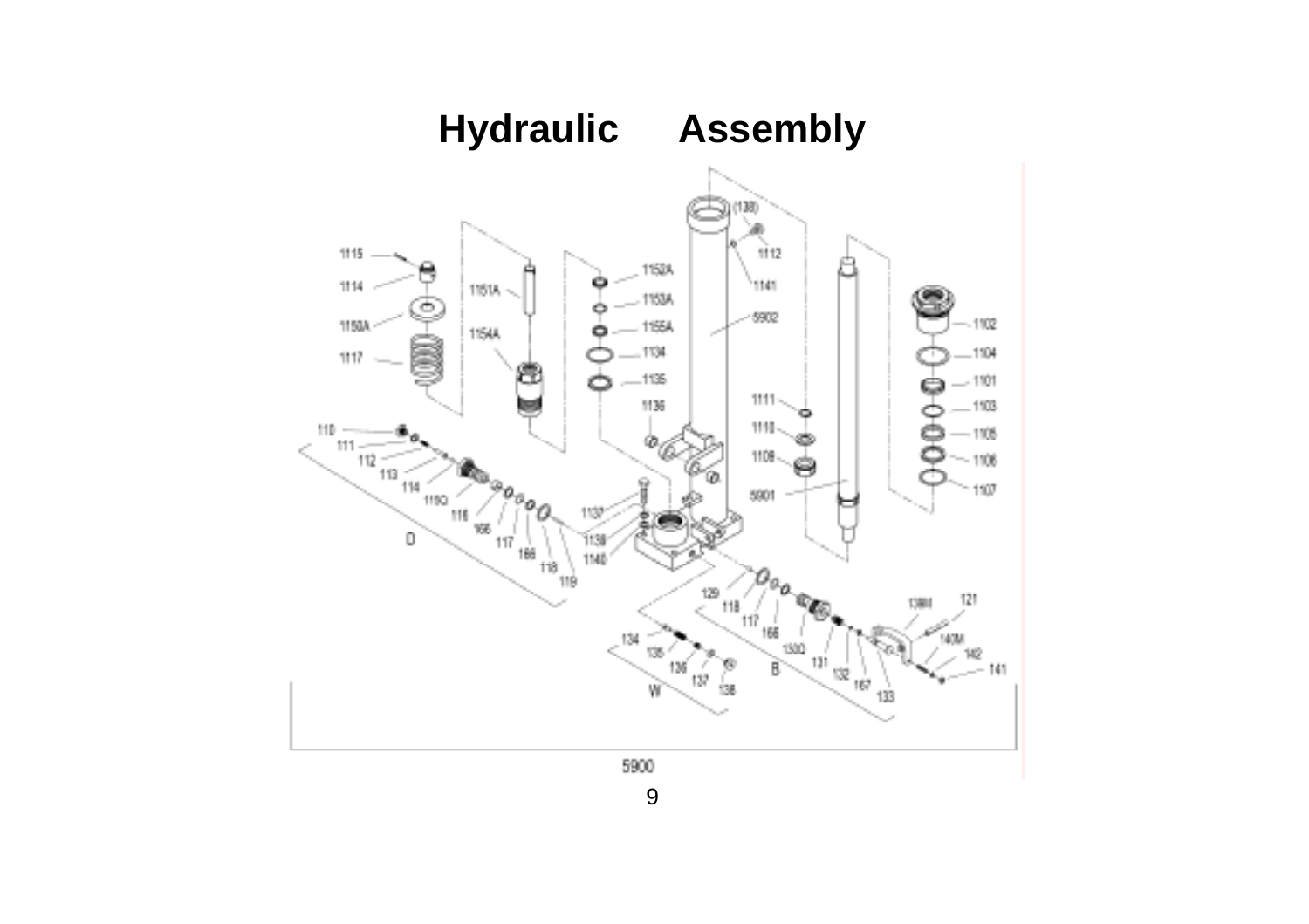# Hydraulic Assembly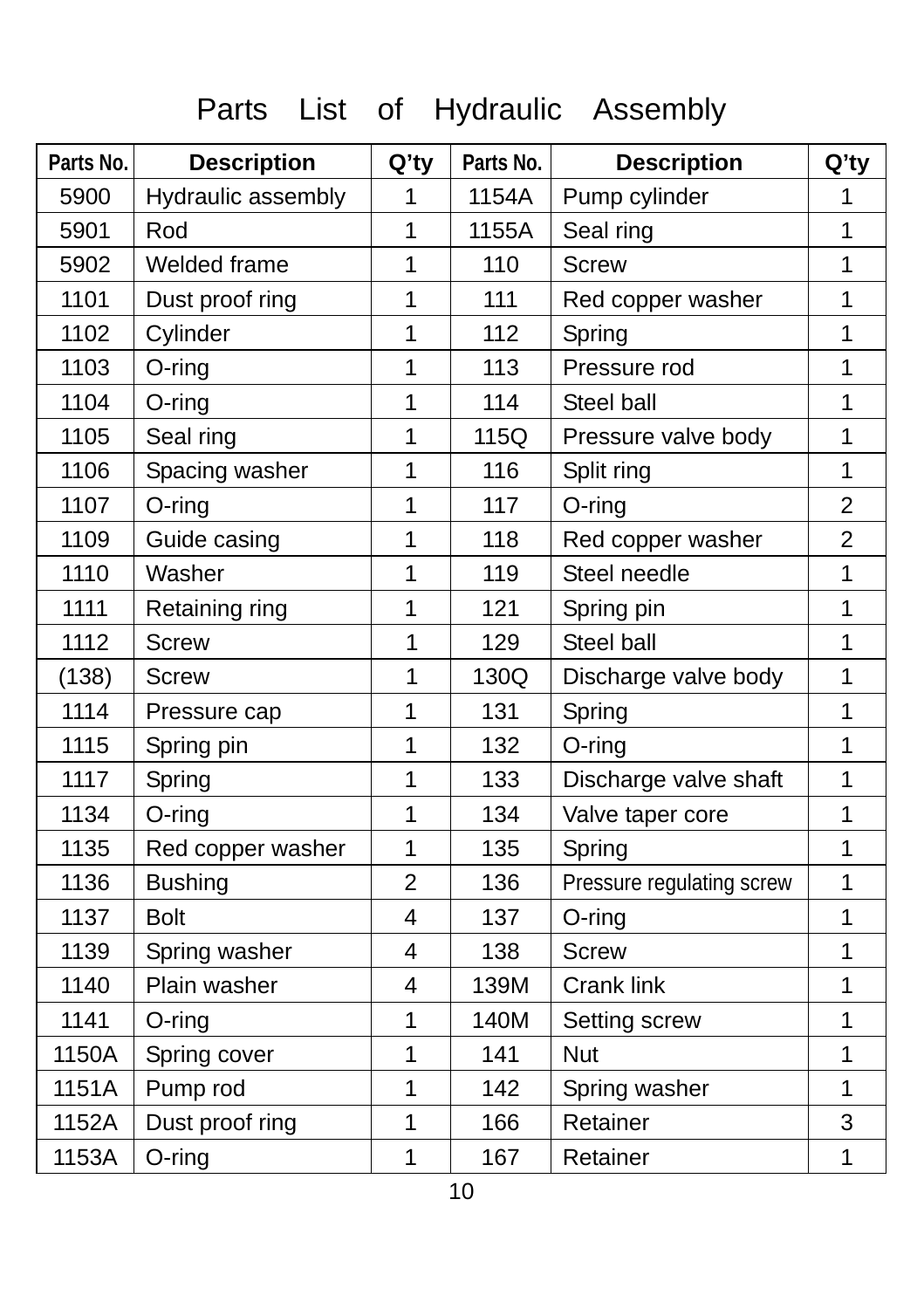# Parts List of Hydraulic Assembly

| Parts No. | Description | Q'ty | Parts No. | Description | Q'ty |
|---|---|---|---|---|---|
| 5900 | Hydraulic assembly | 1 | 1154A | Pump cylinder | 1 |
| 5901 | Rod | 1 | 1155A | Seal ring | 1 |
| 5902 | Welded frame | 1 | 110 | Screw | 1 |
| 1101 | Dust proof ring | 1 | 111 | Red copper washer | 1 |
| 1102 | Cylinder | 1 | 112 | Spring | 1 |
| 1103 | O-ring | 1 | 113 | Pressure rod | 1 |
| 1104 | O-ring | 1 | 114 | Steel ball | 1 |
| 1105 | Seal ring | 1 | 115Q | Pressure valve body | 1 |
| 1106 | Spacing washer | 1 | 116 | Split ring | 1 |
| 1107 | O-ring | 1 | 117 | O-ring | 2 |
| 1109 | Guide casing | 1 | 118 | Red copper washer | 2 |
| 1110 | Washer | 1 | 119 | Steel needle | 1 |
| 1111 | Retaining ring | 1 | 121 | Spring pin | 1 |
| 1112 | Screw | 1 | 129 | Steel ball | 1 |
| (138) | Screw | 1 | 130Q | Discharge valve body | 1 |
| 1114 | Pressure cap | 1 | 131 | Spring | 1 |
| 1115 | Spring pin | 1 | 132 | O-ring | 1 |
| 1117 | Spring | 1 | 133 | Discharge valve shaft | 1 |
| 1134 | O-ring | 1 | 134 | Valve taper core | 1 |
| 1135 | Red copper washer | 1 | 135 | Spring | 1 |
| 1136 | Bushing | 2 | 136 | Pressure regulating screw | 1 |
| 1137 | Bolt | 4 | 137 | O-ring | 1 |
| 1139 | Spring washer | 4 | 138 | Screw | 1 |
| 1140 | Plain washer | 4 | 139M | Crank link | 1 |
| 1141 | O-ring | 1 | 140M | Setting screw | 1 |
| 1150A | Spring cover | 1 | 141 | Nut | 1 |
| 1151A | Pump rod | 1 | 142 | Spring washer | 1 |
| 1152A | Dust proof ring | 1 | 166 | Retainer | 3 |
| 1153A | O-ring | 1 | 167 | Retainer | 1 |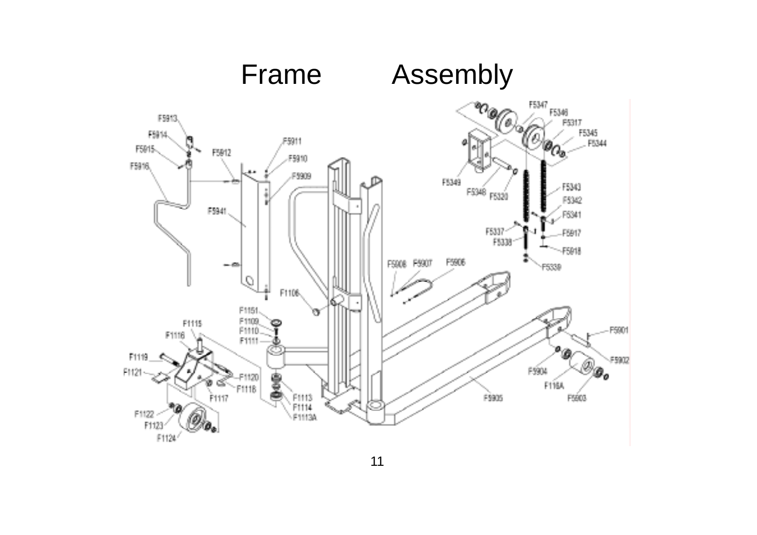# Frame Assembly

F5913
F5914
F5915
F5916
F5912
F5911
F5910
F5909
F5941
F1106
F1151
F1109
F1110
F1111
F1115
F1116
F1119
F1121
F1120
F1118
F1117
F1113
F1114
F1113A
F1122
F1123
F1124
F5347
F5346
F5317
F5345
F5344
F5349
F5348
F5320
F5343
F5342
F5341
F5337
F5338
F5917
F5918
F5339
F5908
F5907
F5906
F5901
F5902
F5904
F116A
F5905
F5903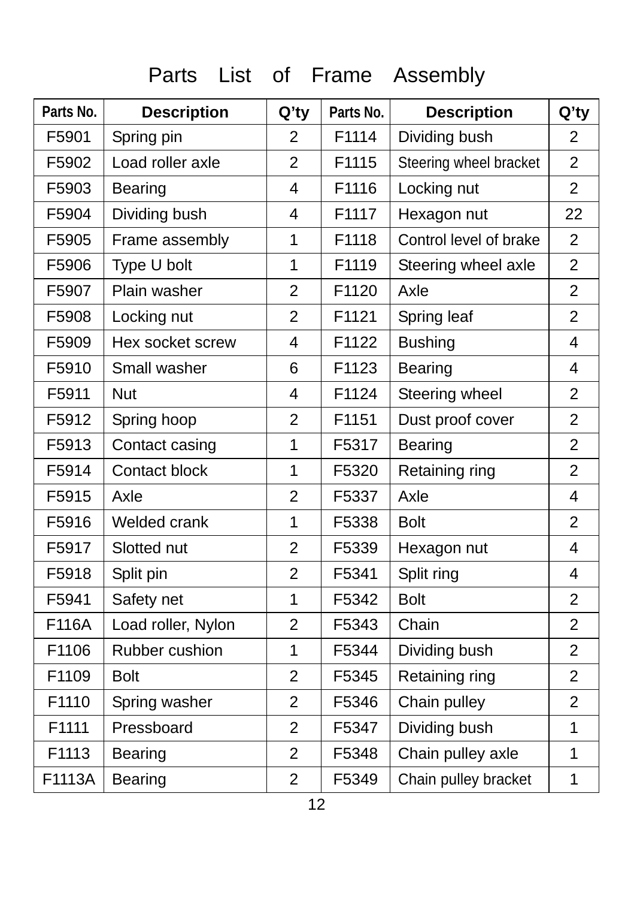# Parts List of Frame Assembly

| Parts No. | Description | Q'ty | Parts No. | Description | Q'ty |
|---|---|---|---|---|---|
| F5901 | Spring pin | 2 | F1114 | Dividing bush | 2 |
| F5902 | Load roller axle | 2 | F1115 | Steering wheel bracket | 2 |
| F5903 | Bearing | 4 | F1116 | Locking nut | 2 |
| F5904 | Dividing bush | 4 | F1117 | Hexagon nut | 22 |
| F5905 | Frame assembly | 1 | F1118 | Control level of brake | 2 |
| F5906 | Type U bolt | 1 | F1119 | Steering wheel axle | 2 |
| F5907 | Plain washer | 2 | F1120 | Axle | 2 |
| F5908 | Locking nut | 2 | F1121 | Spring leaf | 2 |
| F5909 | Hex socket screw | 4 | F1122 | Bushing | 4 |
| F5910 | Small washer | 6 | F1123 | Bearing | 4 |
| F5911 | Nut | 4 | F1124 | Steering wheel | 2 |
| F5912 | Spring hoop | 2 | F1151 | Dust proof cover | 2 |
| F5913 | Contact casing | 1 | F5317 | Bearing | 2 |
| F5914 | Contact block | 1 | F5320 | Retaining ring | 2 |
| F5915 | Axle | 2 | F5337 | Axle | 4 |
| F5916 | Welded crank | 1 | F5338 | Bolt | 2 |
| F5917 | Slotted nut | 2 | F5339 | Hexagon nut | 4 |
| F5918 | Split pin | 2 | F5341 | Split ring | 4 |
| F5941 | Safety net | 1 | F5342 | Bolt | 2 |
| F116A | Load roller, Nylon | 2 | F5343 | Chain | 2 |
| F1106 | Rubber cushion | 1 | F5344 | Dividing bush | 2 |
| F1109 | Bolt | 2 | F5345 | Retaining ring | 2 |
| F1110 | Spring washer | 2 | F5346 | Chain pulley | 2 |
| F1111 | Pressboard | 2 | F5347 | Dividing bush | 1 |
| F1113 | Bearing | 2 | F5348 | Chain pulley axle | 1 |
| F1113A | Bearing | 2 | F5349 | Chain pulley bracket | 1 |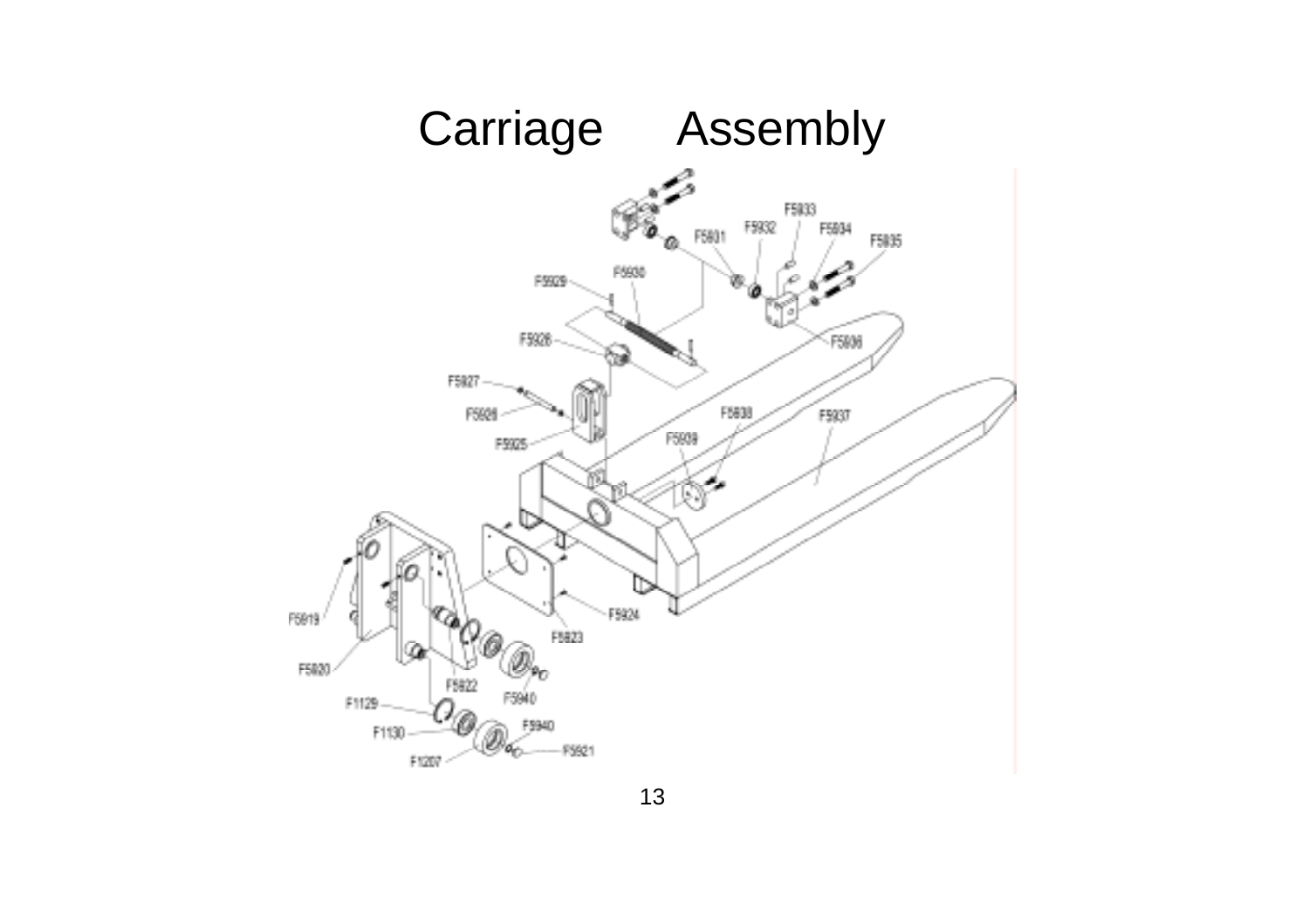# Carriage Assembly

F5933
F5932
F5934
F5601
F5935
F5930
F5929
F5936
F5926
F5927
F5938
F5937
F5928
F5939
F5925
F5919
F5924
F5923
F5920
F5922
F5940
F1129
F5940
F1130
F5921
F1207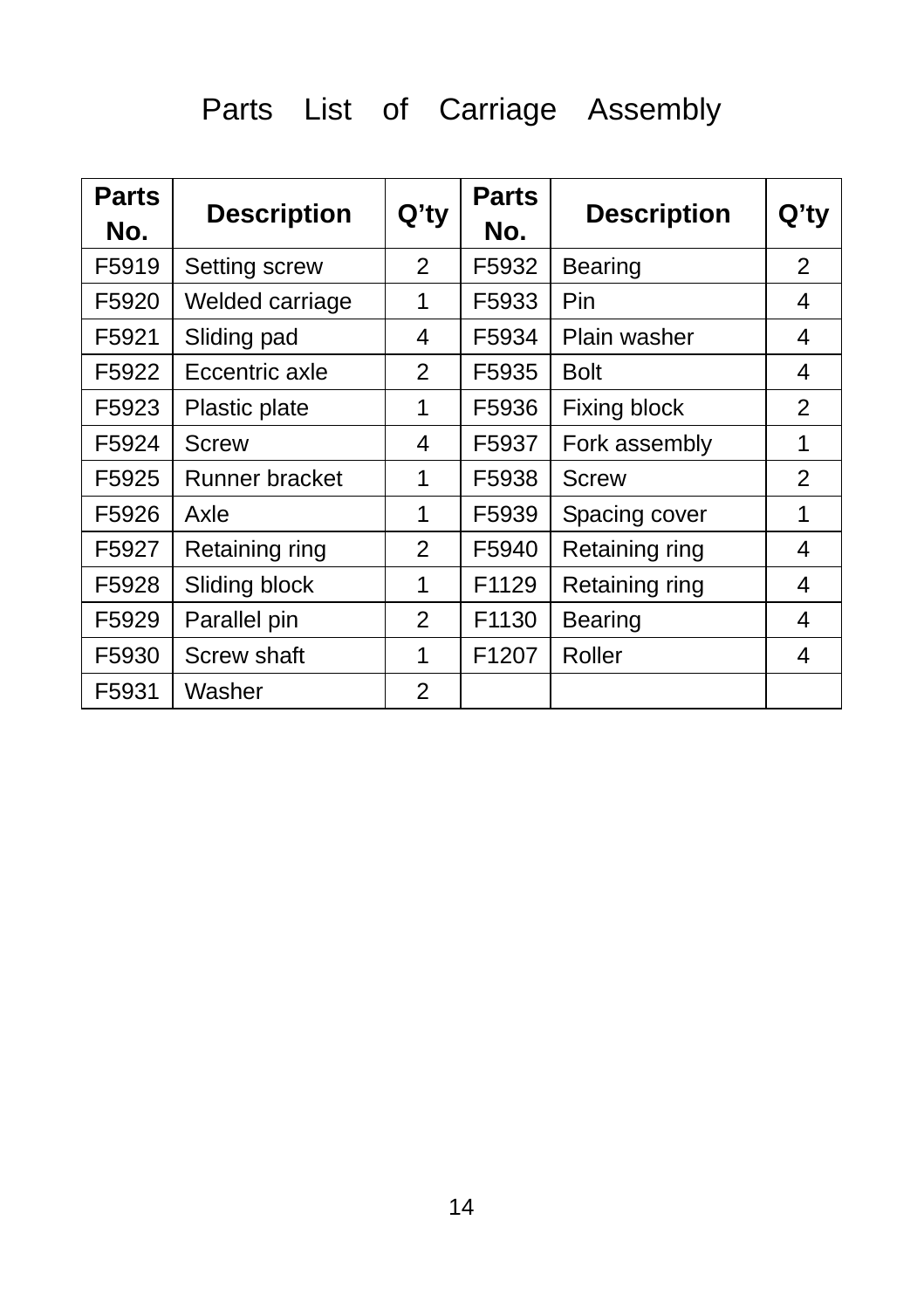# Parts List of Carriage Assembly

| Parts No. | Description | Q'ty | Parts No. | Description | Q'ty |
|---|---|---|---|---|---|
| F5919 | Setting screw | 2 | F5932 | Bearing | 2 |
| F5920 | Welded carriage | 1 | F5933 | Pin | 4 |
| F5921 | Sliding pad | 4 | F5934 | Plain washer | 4 |
| F5922 | Eccentric axle | 2 | F5935 | Bolt | 4 |
| F5923 | Plastic plate | 1 | F5936 | Fixing block | 2 |
| F5924 | Screw | 4 | F5937 | Fork assembly | 1 |
| F5925 | Runner bracket | 1 | F5938 | Screw | 2 |
| F5926 | Axle | 1 | F5939 | Spacing cover | 1 |
| F5927 | Retaining ring | 2 | F5940 | Retaining ring | 4 |
| F5928 | Sliding block | 1 | F1129 | Retaining ring | 4 |
| F5929 | Parallel pin | 2 | F1130 | Bearing | 4 |
| F5930 | Screw shaft | 1 | F1207 | Roller | 4 |
| F5931 | Washer | 2 | | | |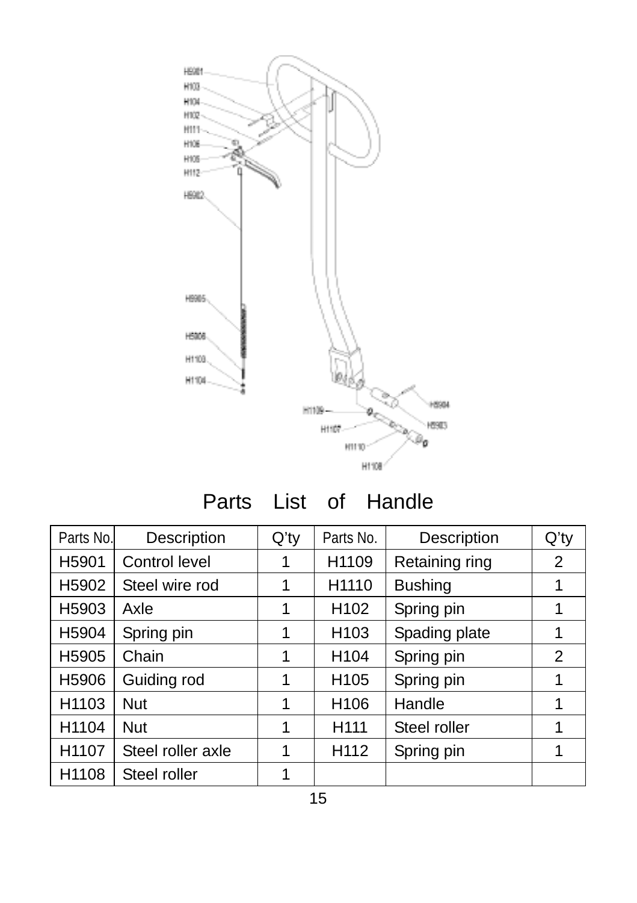H5901
H103
H104
H102
H111
H106
H105
H112
H5902
H5905
H5906
H1103
H1104
H1109
H1107
H1110
H1108
H5904
H5903

## Parts List of Handle

| Parts No. | Description | Q'ty | Parts No. | Description | Q'ty |
|---|---|---|---|---|---|
| H5901 | Control level | 1 | H1109 | Retaining ring | 2 |
| H5902 | Steel wire rod | 1 | H1110 | Bushing | 1 |
| H5903 | Axle | 1 | H102 | Spring pin | 1 |
| H5904 | Spring pin | 1 | H103 | Spading plate | 1 |
| H5905 | Chain | 1 | H104 | Spring pin | 2 |
| H5906 | Guiding rod | 1 | H105 | Spring pin | 1 |
| H1103 | Nut | 1 | H106 | Handle | 1 |
| H1104 | Nut | 1 | H111 | Steel roller | 1 |
| H1107 | Steel roller axle | 1 | H112 | Spring pin | 1 |
| H1108 | Steel roller | 1 | | | |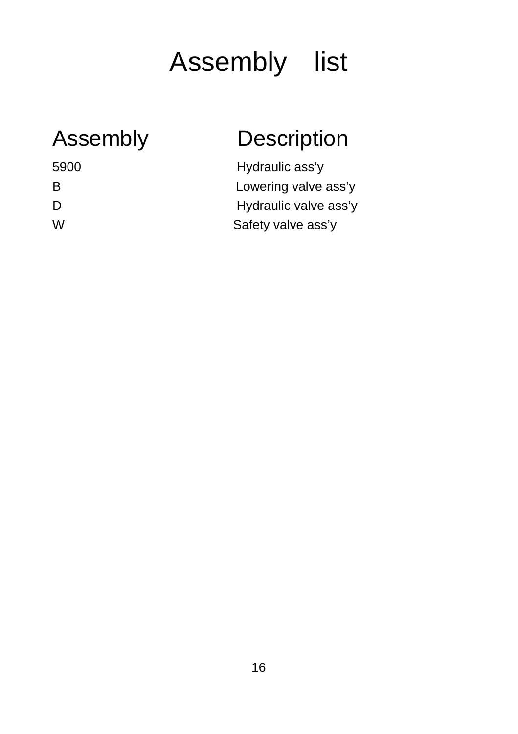# Assembly list

| Assembly | Description |
|---|---|
| 5900 | Hydraulic ass’y |
| B | Lowering valve ass’y |
| D | Hydraulic valve ass’y |
| W | Safety valve ass’y |